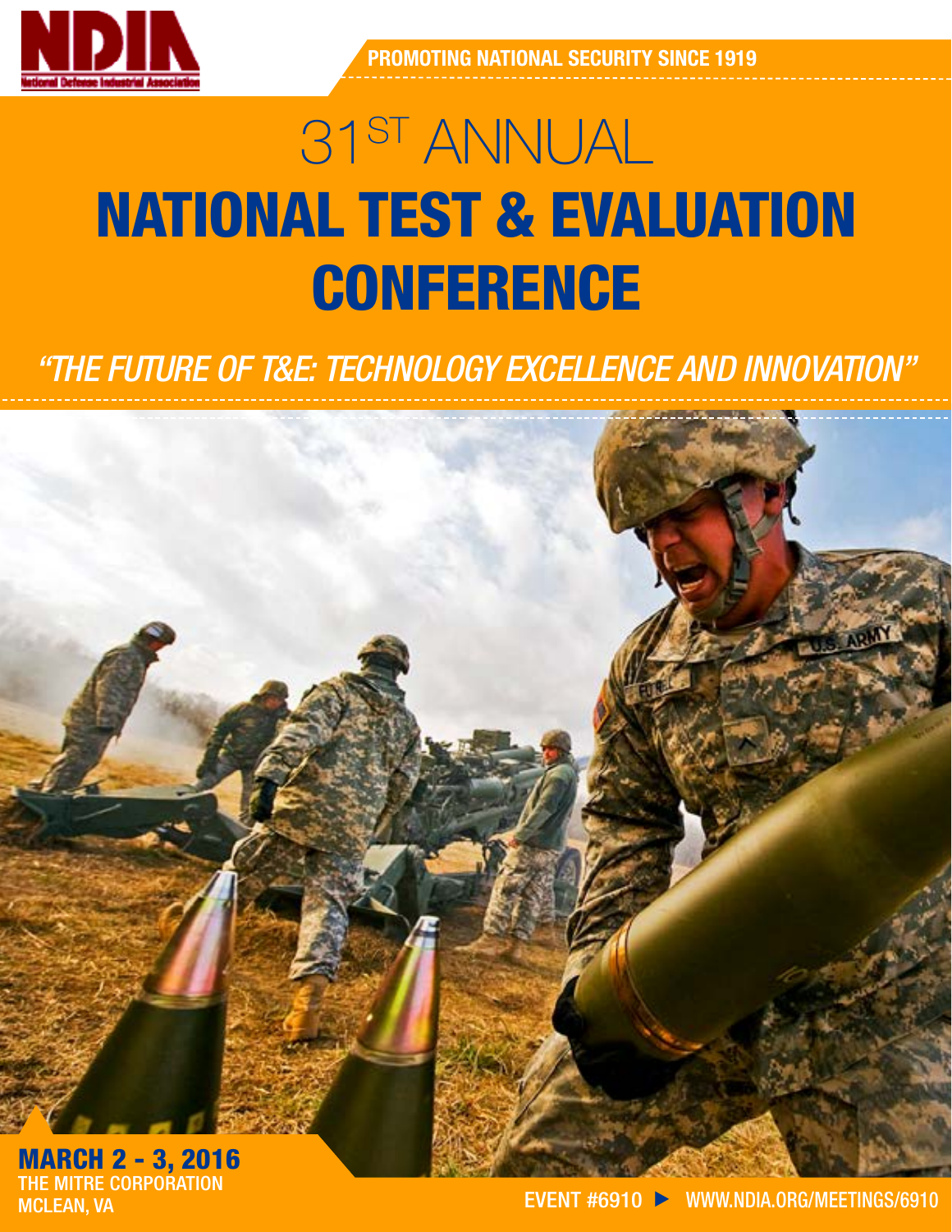NDIA

National Defense Industrial Association

PROMOTING NATIONAL SECURITY SINCE 1919

# 31ST ANNUAL

# NATIONAL TEST & EVALUATION CONFERENCE

*"THE FUTURE OF T&E: TECHNOLOGY EXCELLENCE AND INNOVATION"*

**MARCH 2 - 3, 2016**

THE MITRE CORPORATION

MCLEAN, VA

EVENT #6910 ▶ WWW.NDIA.ORG/MEETINGS/6910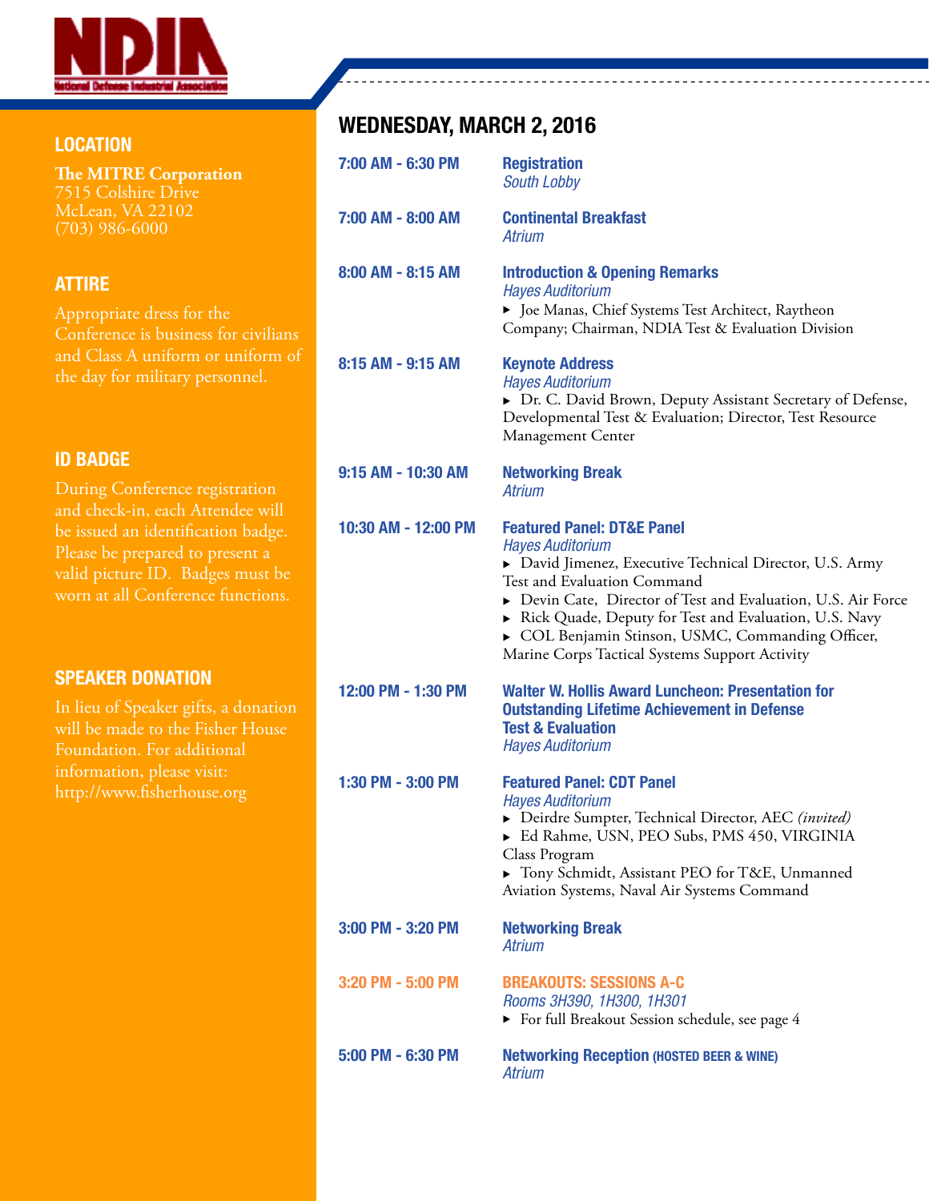NDIA
National Defense Industrial Association

## LOCATION

**The MITRE Corporation**
7515 Colshire Drive
McLean, VA 22102
(703) 986-6000

## ATTIRE

Appropriate dress for the Conference is business for civilians and Class A uniform or uniform of the day for military personnel.

## ID BADGE

During Conference registration and check-in, each Attendee will be issued an identification badge. Please be prepared to present a valid picture ID. Badges must be worn at all Conference functions.

## SPEAKER DONATION

In lieu of Speaker gifts, a donation will be made to the Fisher House Foundation. For additional information, please visit: http://www.fisherhouse.org

# WEDNESDAY, MARCH 2, 2016

**7:00 AM - 6:30 PM** — **Registration**
*South Lobby*

**7:00 AM - 8:00 AM** — **Continental Breakfast**
*Atrium*

**8:00 AM - 8:15 AM** — **Introduction & Opening Remarks**
*Hayes Auditorium*
- Joe Manas, Chief Systems Test Architect, Raytheon Company; Chairman, NDIA Test & Evaluation Division

**8:15 AM - 9:15 AM** — **Keynote Address**
*Hayes Auditorium*
- Dr. C. David Brown, Deputy Assistant Secretary of Defense, Developmental Test & Evaluation; Director, Test Resource Management Center

**9:15 AM - 10:30 AM** — **Networking Break**
*Atrium*

**10:30 AM - 12:00 PM** — **Featured Panel: DT&E Panel**
*Hayes Auditorium*
- David Jimenez, Executive Technical Director, U.S. Army Test and Evaluation Command
- Devin Cate, Director of Test and Evaluation, U.S. Air Force
- Rick Quade, Deputy for Test and Evaluation, U.S. Navy
- COL Benjamin Stinson, USMC, Commanding Officer, Marine Corps Tactical Systems Support Activity

**12:00 PM - 1:30 PM** — **Walter W. Hollis Award Luncheon: Presentation for Outstanding Lifetime Achievement in Defense Test & Evaluation**
*Hayes Auditorium*

**1:30 PM - 3:00 PM** — **Featured Panel: CDT Panel**
*Hayes Auditorium*
- Deirdre Sumpter, Technical Director, AEC *(invited)*
- Ed Rahme, USN, PEO Subs, PMS 450, VIRGINIA Class Program
- Tony Schmidt, Assistant PEO for T&E, Unmanned Aviation Systems, Naval Air Systems Command

**3:00 PM - 3:20 PM** — **Networking Break**
*Atrium*

**3:20 PM - 5:00 PM** — **BREAKOUTS: SESSIONS A-C**
*Rooms 3H390, 1H300, 1H301*
- For full Breakout Session schedule, see page 4

**5:00 PM - 6:30 PM** — **Networking Reception (HOSTED BEER & WINE)**
*Atrium*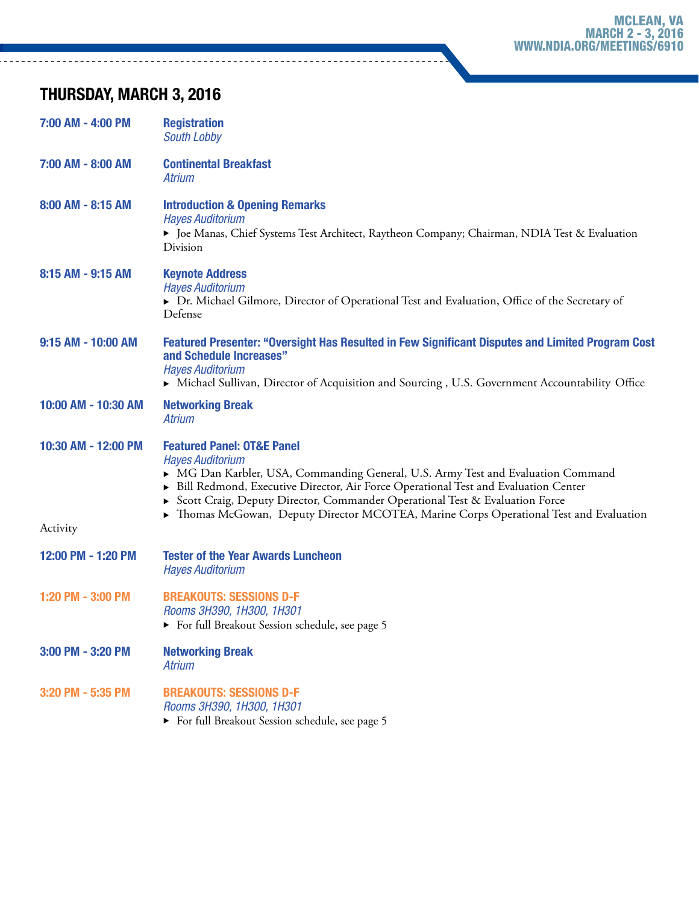## THURSDAY, MARCH 3, 2016

**7:00 AM - 4:00 PM** **Registration**
*South Lobby*

**7:00 AM - 8:00 AM** **Continental Breakfast**
*Atrium*

**8:00 AM - 8:15 AM** **Introduction & Opening Remarks**
*Hayes Auditorium*
- Joe Manas, Chief Systems Test Architect, Raytheon Company; Chairman, NDIA Test & Evaluation Division

**8:15 AM - 9:15 AM** **Keynote Address**
*Hayes Auditorium*
- Dr. Michael Gilmore, Director of Operational Test and Evaluation, Office of the Secretary of Defense

**9:15 AM - 10:00 AM** **Featured Presenter: "Oversight Has Resulted in Few Significant Disputes and Limited Program Cost and Schedule Increases"**
*Hayes Auditorium*
- Michael Sullivan, Director of Acquisition and Sourcing , U.S. Government Accountability Office

**10:00 AM - 10:30 AM** **Networking Break**
*Atrium*

**10:30 AM - 12:00 PM** **Featured Panel: OT&E Panel**
*Hayes Auditorium*
- MG Dan Karbler, USA, Commanding General, U.S. Army Test and Evaluation Command
- Bill Redmond, Executive Director, Air Force Operational Test and Evaluation Center
- Scott Craig, Deputy Director, Commander Operational Test & Evaluation Force
- Thomas McGowan, Deputy Director MCOTEA, Marine Corps Operational Test and Evaluation Activity

**12:00 PM - 1:20 PM** **Tester of the Year Awards Luncheon**
*Hayes Auditorium*

**1:20 PM - 3:00 PM** **BREAKOUTS: SESSIONS D-F**
*Rooms 3H390, 1H300, 1H301*
- For full Breakout Session schedule, see page 5

**3:00 PM - 3:20 PM** **Networking Break**
*Atrium*

**3:20 PM - 5:35 PM** **BREAKOUTS: SESSIONS D-F**
*Rooms 3H390, 1H300, 1H301*
- For full Breakout Session schedule, see page 5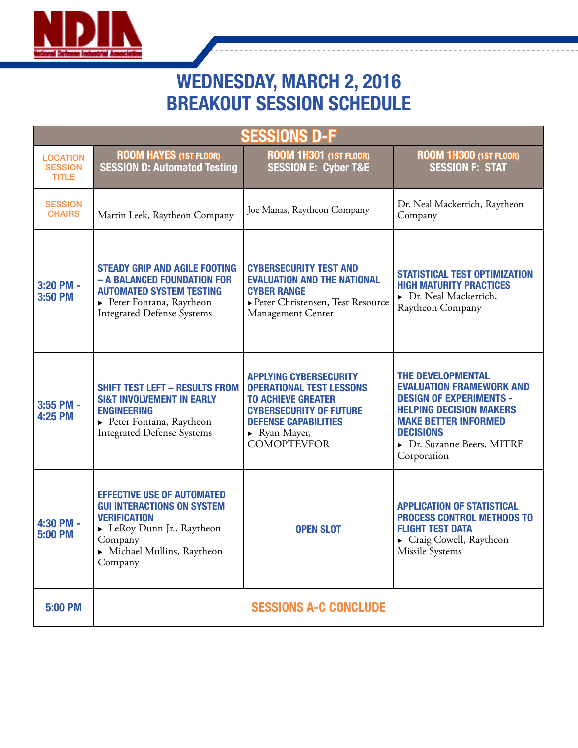# WEDNESDAY, MARCH 2, 2016
# BREAKOUT SESSION SCHEDULE

| SESSIONS D-F | | | |
|---|---|---|---|
| LOCATION SESSION TITLE | ROOM HAYES (1ST FLOOR) SESSION D: Automated Testing | ROOM 1H301 (1ST FLOOR) SESSION E: Cyber T&E | ROOM 1H300 (1ST FLOOR) SESSION F: STAT |
| SESSION CHAIRS | Martin Leek, Raytheon Company | Joe Manas, Raytheon Company | Dr. Neal Mackertich, Raytheon Company |
| 3:20 PM - 3:50 PM | **STEADY GRIP AND AGILE FOOTING – A BALANCED FOUNDATION FOR AUTOMATED SYSTEM TESTING** ▸ Peter Fontana, Raytheon Integrated Defense Systems | **CYBERSECURITY TEST AND EVALUATION AND THE NATIONAL CYBER RANGE** ▸ Peter Christensen, Test Resource Management Center | **STATISTICAL TEST OPTIMIZATION HIGH MATURITY PRACTICES** ▸ Dr. Neal Mackertich, Raytheon Company |
| 3:55 PM - 4:25 PM | **SHIFT TEST LEFT – RESULTS FROM SI&T INVOLVEMENT IN EARLY ENGINEERING** ▸ Peter Fontana, Raytheon Integrated Defense Systems | **APPLYING CYBERSECURITY OPERATIONAL TEST LESSONS TO ACHIEVE GREATER CYBERSECURITY OF FUTURE DEFENSE CAPABILITIES** ▸ Ryan Mayer, COMOPTEVFOR | **THE DEVELOPMENTAL EVALUATION FRAMEWORK AND DESIGN OF EXPERIMENTS - HELPING DECISION MAKERS MAKE BETTER INFORMED DECISIONS** ▸ Dr. Suzanne Beers, MITRE Corporation |
| 4:30 PM - 5:00 PM | **EFFECTIVE USE OF AUTOMATED GUI INTERACTIONS ON SYSTEM VERIFICATION** ▸ LeRoy Dunn Jr., Raytheon Company ▸ Michael Mullins, Raytheon Company | **OPEN SLOT** | **APPLICATION OF STATISTICAL PROCESS CONTROL METHODS TO FLIGHT TEST DATA** ▸ Craig Cowell, Raytheon Missile Systems |
| 5:00 PM | **SESSIONS A-C CONCLUDE** | | |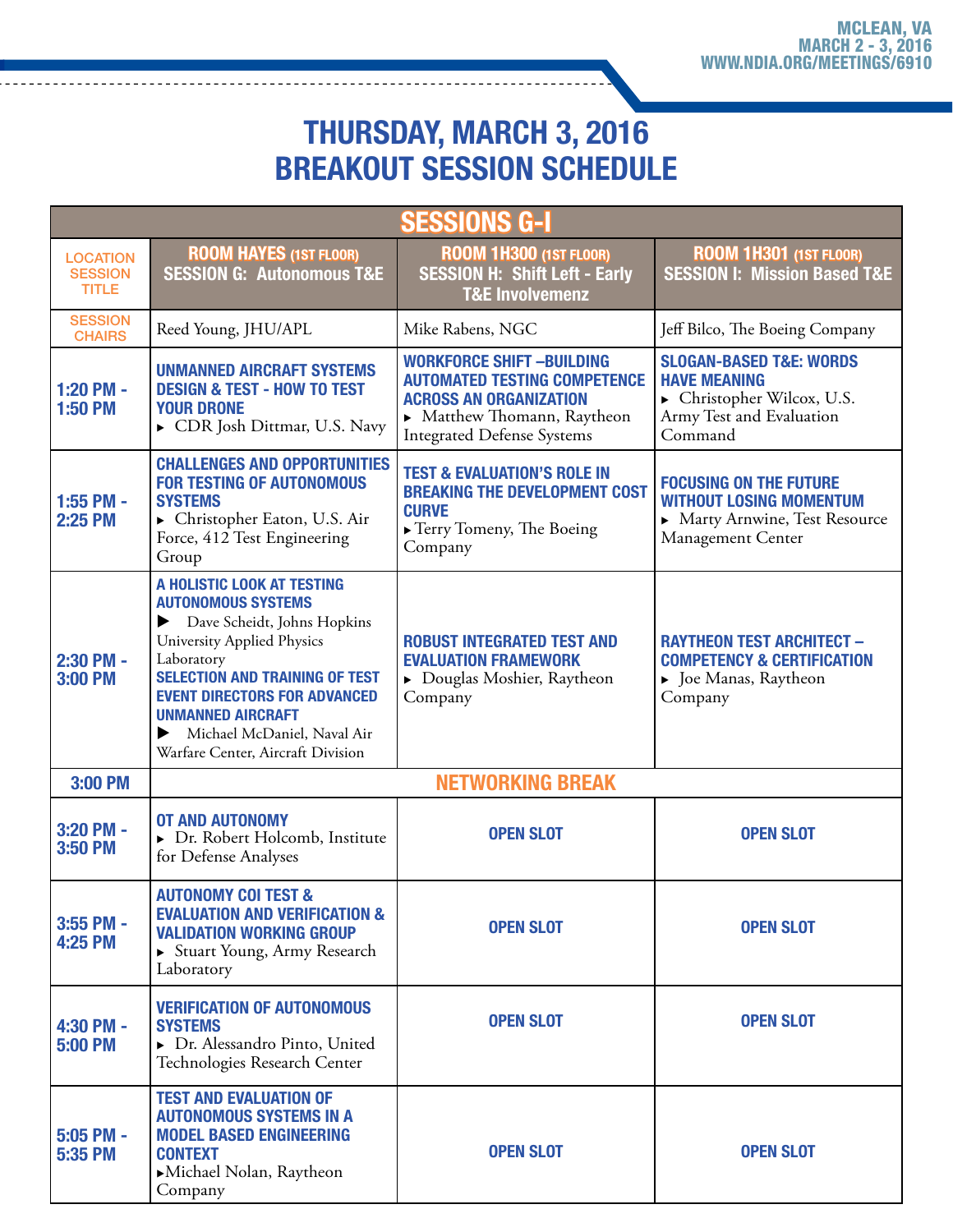# THURSDAY, MARCH 3, 2016
# BREAKOUT SESSION SCHEDULE

| SESSIONS G-I | | | |
|---|---|---|---|
| LOCATION SESSION TITLE | ROOM HAYES (1ST FLOOR) SESSION G: Autonomous T&E | ROOM 1H300 (1ST FLOOR) SESSION H: Shift Left - Early T&E Involvemenz | ROOM 1H301 (1ST FLOOR) SESSION I: Mission Based T&E |
| SESSION CHAIRS | Reed Young, JHU/APL | Mike Rabens, NGC | Jeff Bilco, The Boeing Company |
| 1:20 PM - 1:50 PM | **UNMANNED AIRCRAFT SYSTEMS DESIGN & TEST - HOW TO TEST YOUR DRONE** ▸ CDR Josh Dittmar, U.S. Navy | **WORKFORCE SHIFT –BUILDING AUTOMATED TESTING COMPETENCE ACROSS AN ORGANIZATION** ▸ Matthew Thomann, Raytheon Integrated Defense Systems | **SLOGAN-BASED T&E: WORDS HAVE MEANING** ▸ Christopher Wilcox, U.S. Army Test and Evaluation Command |
| 1:55 PM - 2:25 PM | **CHALLENGES AND OPPORTUNITIES FOR TESTING OF AUTONOMOUS SYSTEMS** ▸ Christopher Eaton, U.S. Air Force, 412 Test Engineering Group | **TEST & EVALUATION'S ROLE IN BREAKING THE DEVELOPMENT COST CURVE** ▸ Terry Tomeny, The Boeing Company | **FOCUSING ON THE FUTURE WITHOUT LOSING MOMENTUM** ▸ Marty Arnwine, Test Resource Management Center |
| 2:30 PM - 3:00 PM | **A HOLISTIC LOOK AT TESTING AUTONOMOUS SYSTEMS** ▶ Dave Scheidt, Johns Hopkins University Applied Physics Laboratory **SELECTION AND TRAINING OF TEST EVENT DIRECTORS FOR ADVANCED UNMANNED AIRCRAFT** ▶ Michael McDaniel, Naval Air Warfare Center, Aircraft Division | **ROBUST INTEGRATED TEST AND EVALUATION FRAMEWORK** ▸ Douglas Moshier, Raytheon Company | **RAYTHEON TEST ARCHITECT – COMPETENCY & CERTIFICATION** ▸ Joe Manas, Raytheon Company |
| 3:00 PM | NETWORKING BREAK | | |
| 3:20 PM - 3:50 PM | **OT AND AUTONOMY** ▸ Dr. Robert Holcomb, Institute for Defense Analyses | OPEN SLOT | OPEN SLOT |
| 3:55 PM - 4:25 PM | **AUTONOMY COI TEST & EVALUATION AND VERIFICATION & VALIDATION WORKING GROUP** ▸ Stuart Young, Army Research Laboratory | OPEN SLOT | OPEN SLOT |
| 4:30 PM - 5:00 PM | **VERIFICATION OF AUTONOMOUS SYSTEMS** ▸ Dr. Alessandro Pinto, United Technologies Research Center | OPEN SLOT | OPEN SLOT |
| 5:05 PM - 5:35 PM | **TEST AND EVALUATION OF AUTONOMOUS SYSTEMS IN A MODEL BASED ENGINEERING CONTEXT** ▸Michael Nolan, Raytheon Company | OPEN SLOT | OPEN SLOT |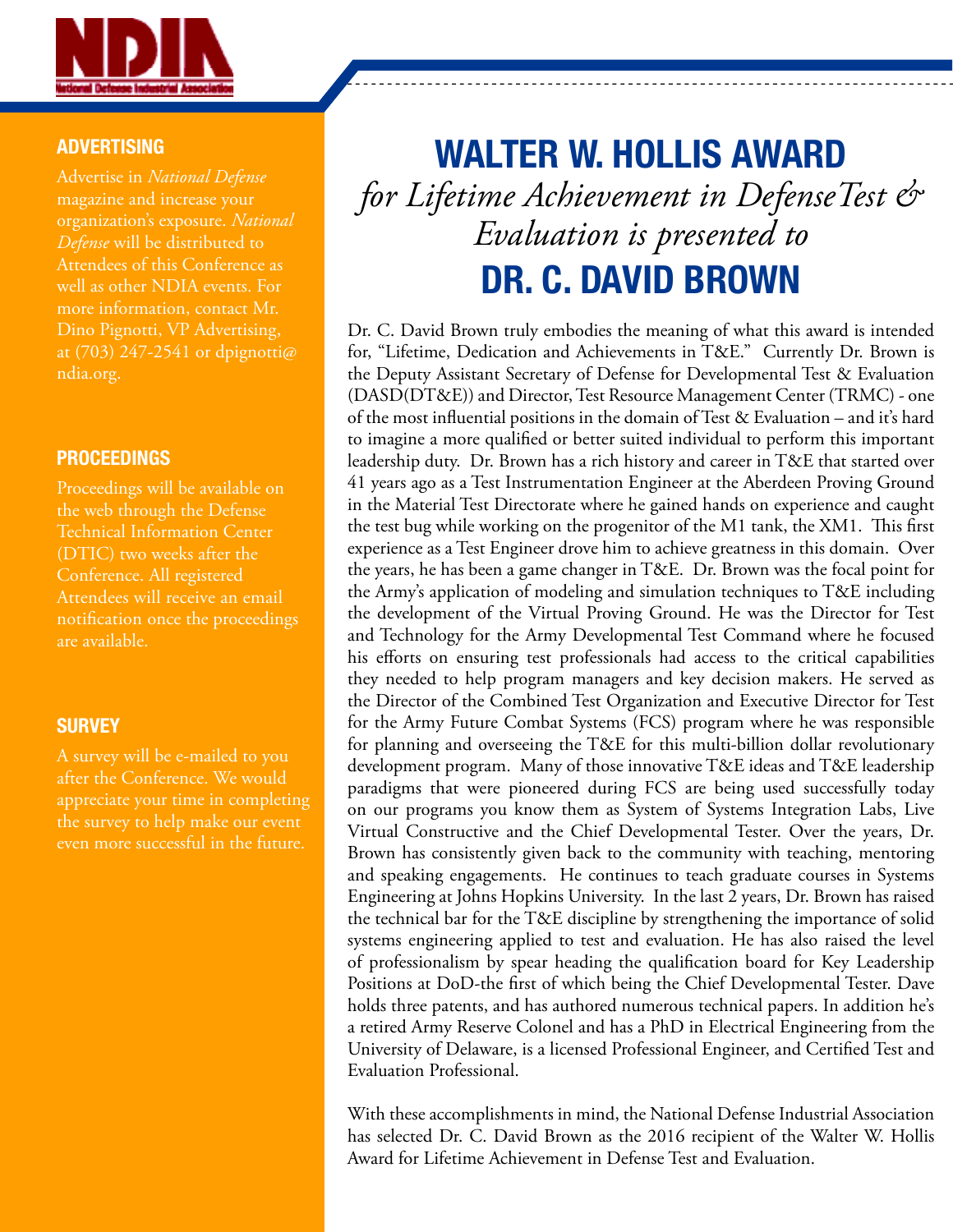## ADVERTISING

Advertise in *National Defense* magazine and increase your organization's exposure. *National Defense* will be distributed to Attendees of this Conference as well as other NDIA events. For more information, contact Mr. Dino Pignotti, VP Advertising, at (703) 247-2541 or dpignotti@ndia.org.

## PROCEEDINGS

Proceedings will be available on the web through the Defense Technical Information Center (DTIC) two weeks after the Conference. All registered Attendees will receive an email notification once the proceedings are available.

## SURVEY

A survey will be e-mailed to you after the Conference. We would appreciate your time in completing the survey to help make our event even more successful in the future.

# WALTER W. HOLLIS AWARD

*for Lifetime Achievement in DefenseTest & Evaluation is presented to*

# DR. C. DAVID BROWN

Dr. C. David Brown truly embodies the meaning of what this award is intended for, "Lifetime, Dedication and Achievements in T&E." Currently Dr. Brown is the Deputy Assistant Secretary of Defense for Developmental Test & Evaluation (DASD(DT&E)) and Director, Test Resource Management Center (TRMC) - one of the most influential positions in the domain of Test & Evaluation – and it's hard to imagine a more qualified or better suited individual to perform this important leadership duty. Dr. Brown has a rich history and career in T&E that started over 41 years ago as a Test Instrumentation Engineer at the Aberdeen Proving Ground in the Material Test Directorate where he gained hands on experience and caught the test bug while working on the progenitor of the M1 tank, the XM1. This first experience as a Test Engineer drove him to achieve greatness in this domain. Over the years, he has been a game changer in T&E. Dr. Brown was the focal point for the Army's application of modeling and simulation techniques to T&E including the development of the Virtual Proving Ground. He was the Director for Test and Technology for the Army Developmental Test Command where he focused his efforts on ensuring test professionals had access to the critical capabilities they needed to help program managers and key decision makers. He served as the Director of the Combined Test Organization and Executive Director for Test for the Army Future Combat Systems (FCS) program where he was responsible for planning and overseeing the T&E for this multi-billion dollar revolutionary development program. Many of those innovative T&E ideas and T&E leadership paradigms that were pioneered during FCS are being used successfully today on our programs you know them as System of Systems Integration Labs, Live Virtual Constructive and the Chief Developmental Tester. Over the years, Dr. Brown has consistently given back to the community with teaching, mentoring and speaking engagements. He continues to teach graduate courses in Systems Engineering at Johns Hopkins University. In the last 2 years, Dr. Brown has raised the technical bar for the T&E discipline by strengthening the importance of solid systems engineering applied to test and evaluation. He has also raised the level of professionalism by spear heading the qualification board for Key Leadership Positions at DoD-the first of which being the Chief Developmental Tester. Dave holds three patents, and has authored numerous technical papers. In addition he's a retired Army Reserve Colonel and has a PhD in Electrical Engineering from the University of Delaware, is a licensed Professional Engineer, and Certified Test and Evaluation Professional.

With these accomplishments in mind, the National Defense Industrial Association has selected Dr. C. David Brown as the 2016 recipient of the Walter W. Hollis Award for Lifetime Achievement in Defense Test and Evaluation.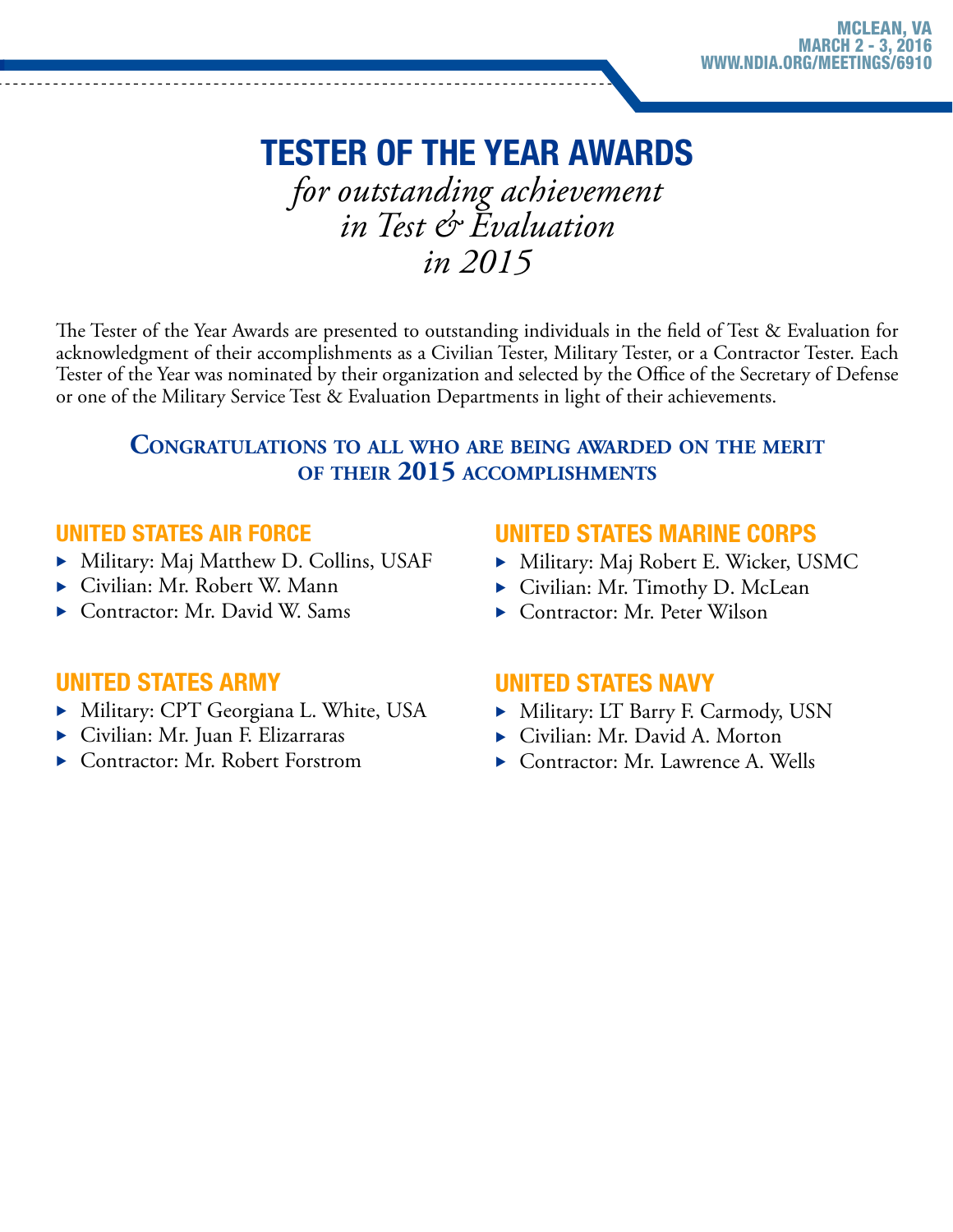# TESTER OF THE YEAR AWARDS

*for outstanding achievement in Test & Evaluation in 2015*

The Tester of the Year Awards are presented to outstanding individuals in the field of Test & Evaluation for acknowledgment of their accomplishments as a Civilian Tester, Military Tester, or a Contractor Tester. Each Tester of the Year was nominated by their organization and selected by the Office of the Secretary of Defense or one of the Military Service Test & Evaluation Departments in light of their achievements.

## Congratulations to all who are being awarded on the merit of their 2015 accomplishments

### UNITED STATES AIR FORCE

- Military: Maj Matthew D. Collins, USAF
- Civilian: Mr. Robert W. Mann
- Contractor: Mr. David W. Sams

### UNITED STATES ARMY

- Military: CPT Georgiana L. White, USA
- Civilian: Mr. Juan F. Elizarraras
- Contractor: Mr. Robert Forstrom

### UNITED STATES MARINE CORPS

- Military: Maj Robert E. Wicker, USMC
- Civilian: Mr. Timothy D. McLean
- Contractor: Mr. Peter Wilson

### UNITED STATES NAVY

- Military: LT Barry F. Carmody, USN
- Civilian: Mr. David A. Morton
- Contractor: Mr. Lawrence A. Wells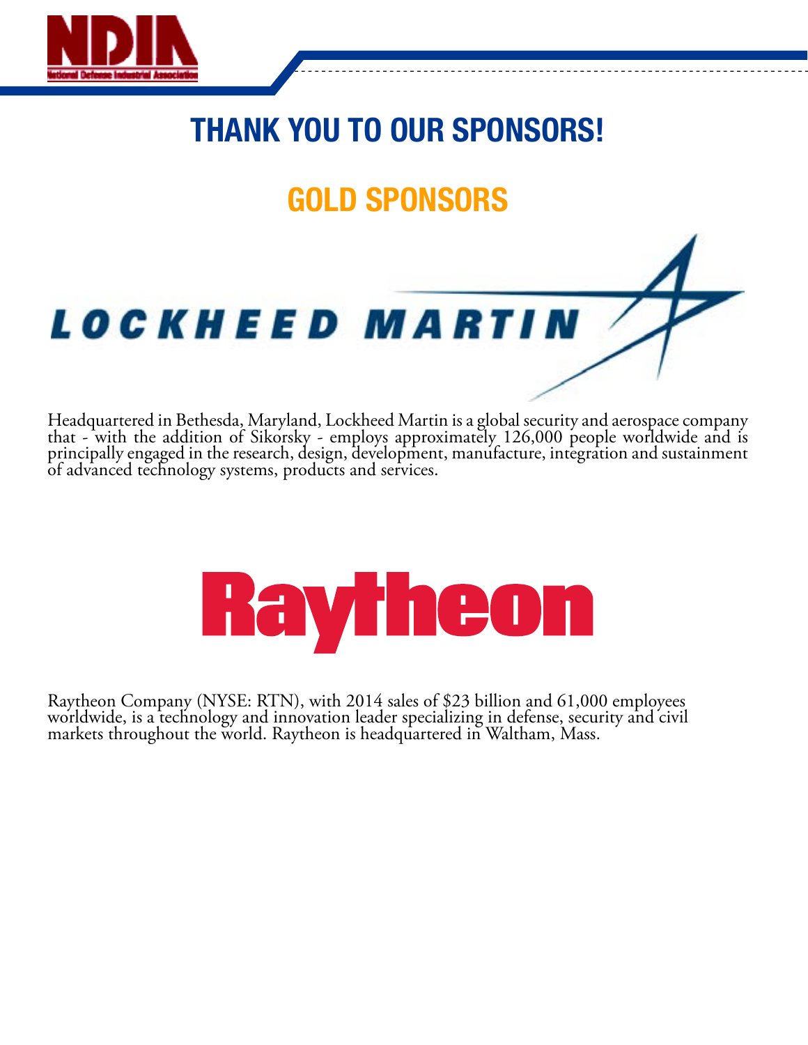# THANK YOU TO OUR SPONSORS!

## GOLD SPONSORS

LOCKHEED MARTIN

Headquartered in Bethesda, Maryland, Lockheed Martin is a global security and aerospace company that - with the addition of Sikorsky - employs approximately 126,000 people worldwide and is principally engaged in the research, design, development, manufacture, integration and sustainment of advanced technology systems, products and services.

Raytheon

Raytheon Company (NYSE: RTN), with 2014 sales of $23 billion and 61,000 employees worldwide, is a technology and innovation leader specializing in defense, security and civil markets throughout the world. Raytheon is headquartered in Waltham, Mass.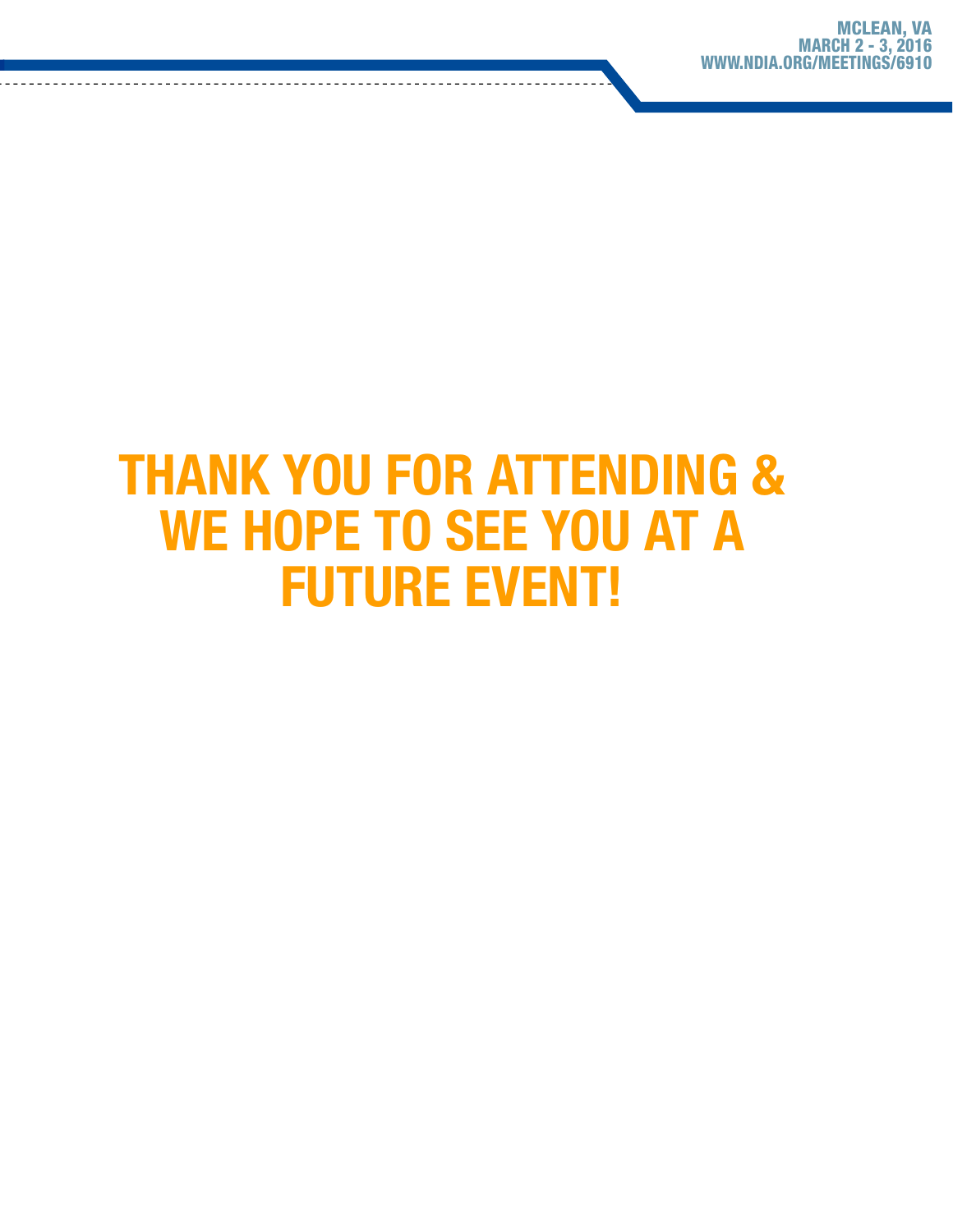# THANK YOU FOR ATTENDING & WE HOPE TO SEE YOU AT A FUTURE EVENT!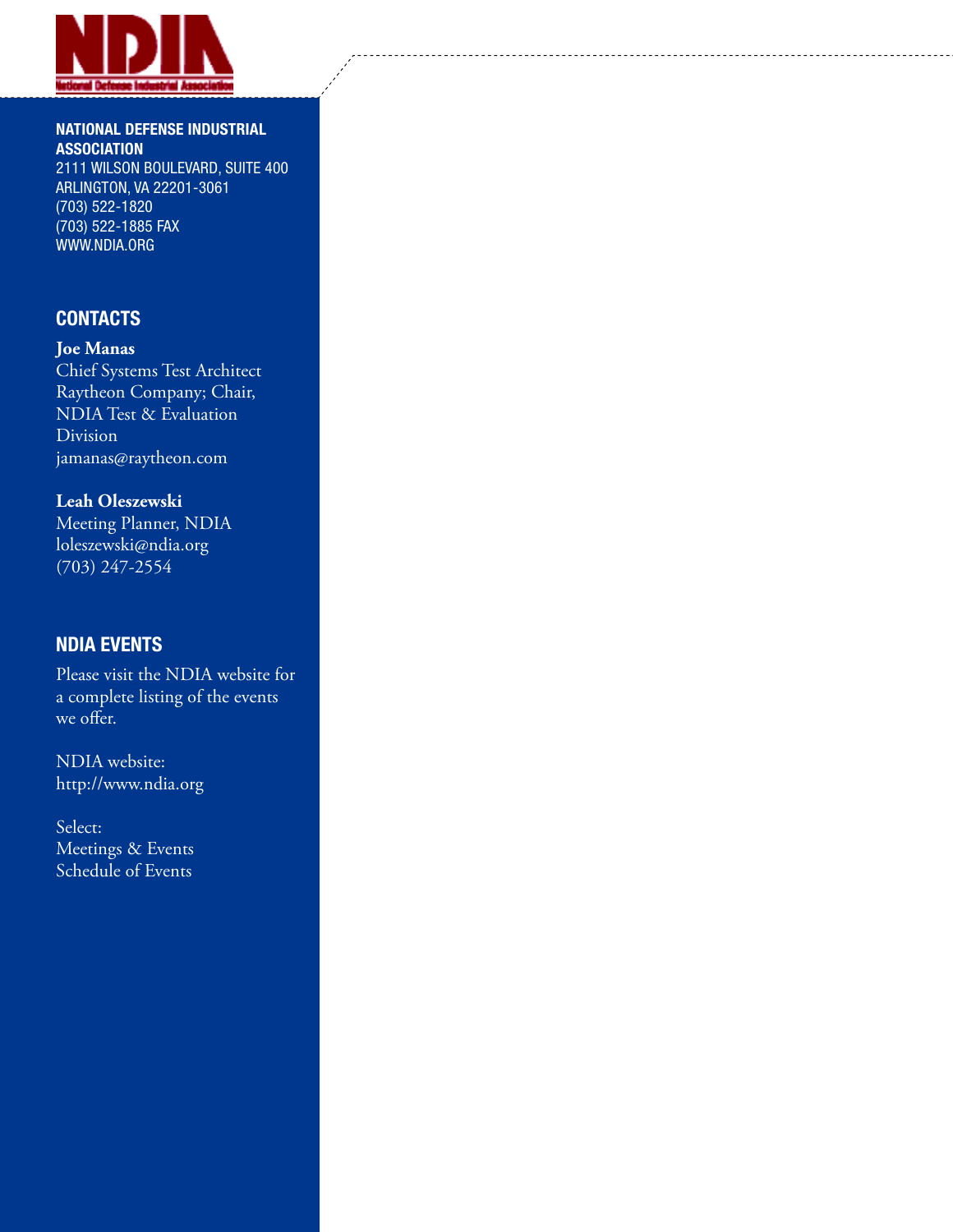NDIA

National Defense Industrial Association

**NATIONAL DEFENSE INDUSTRIAL ASSOCIATION**
2111 WILSON BOULEVARD, SUITE 400
ARLINGTON, VA 22201-3061
(703) 522-1820
(703) 522-1885 FAX
WWW.NDIA.ORG

## CONTACTS

**Joe Manas**
Chief Systems Test Architect
Raytheon Company; Chair,
NDIA Test & Evaluation
Division
jamanas@raytheon.com

**Leah Oleszewski**
Meeting Planner, NDIA
loleszewski@ndia.org
(703) 247-2554

## NDIA EVENTS

Please visit the NDIA website for a complete listing of the events we offer.

NDIA website:
http://www.ndia.org

Select:
Meetings & Events
Schedule of Events